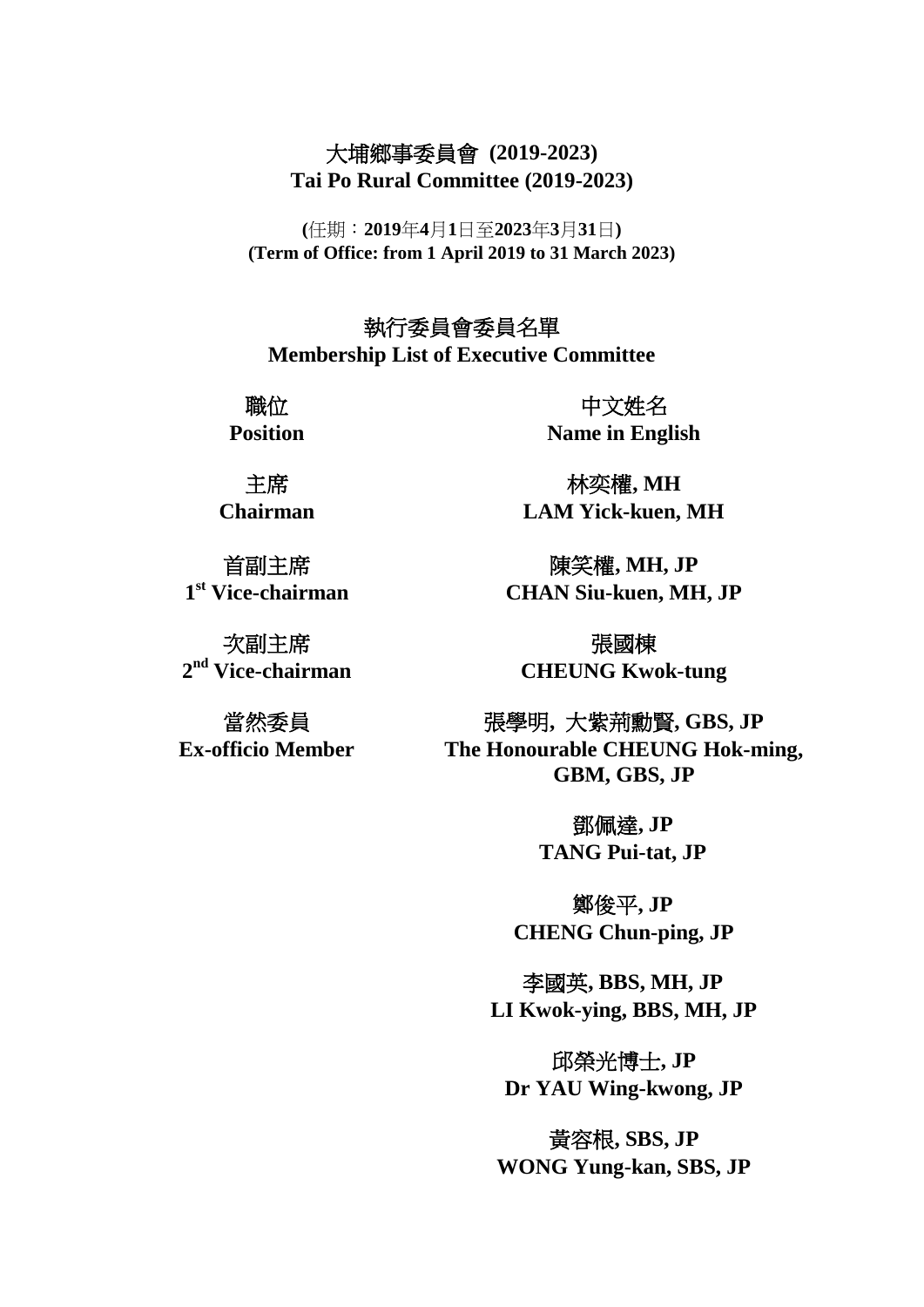# 大埔鄉事委員會 (2019-2023)
# Tai Po Rural Committee (2019-2023)

**(任期：2019年4月1日至2023年3月31日)**
**(Term of Office: from 1 April 2019 to 31 March 2023)**

## 執行委員會委員名單
## Membership List of Executive Committee

| 職位<br>Position | 中文姓名<br>Name in English |
|---|---|
| 主席<br>Chairman | 林奕權, MH<br>LAM Yick-kuen, MH |
| 首副主席<br>1st Vice-chairman | 陳笑權, MH, JP<br>CHAN Siu-kuen, MH, JP |
| 次副主席<br>2nd Vice-chairman | 張國棟<br>CHEUNG Kwok-tung |
| 當然委員<br>Ex-officio Member | 張學明, 大紫荊勳賢, GBS, JP<br>The Honourable CHEUNG Hok-ming, GBM, GBS, JP |
| | 鄧佩達, JP<br>TANG Pui-tat, JP |
| | 鄭俊平, JP<br>CHENG Chun-ping, JP |
| | 李國英, BBS, MH, JP<br>LI Kwok-ying, BBS, MH, JP |
| | 邱榮光博士, JP<br>Dr YAU Wing-kwong, JP |
| | 黃容根, SBS, JP<br>WONG Yung-kan, SBS, JP |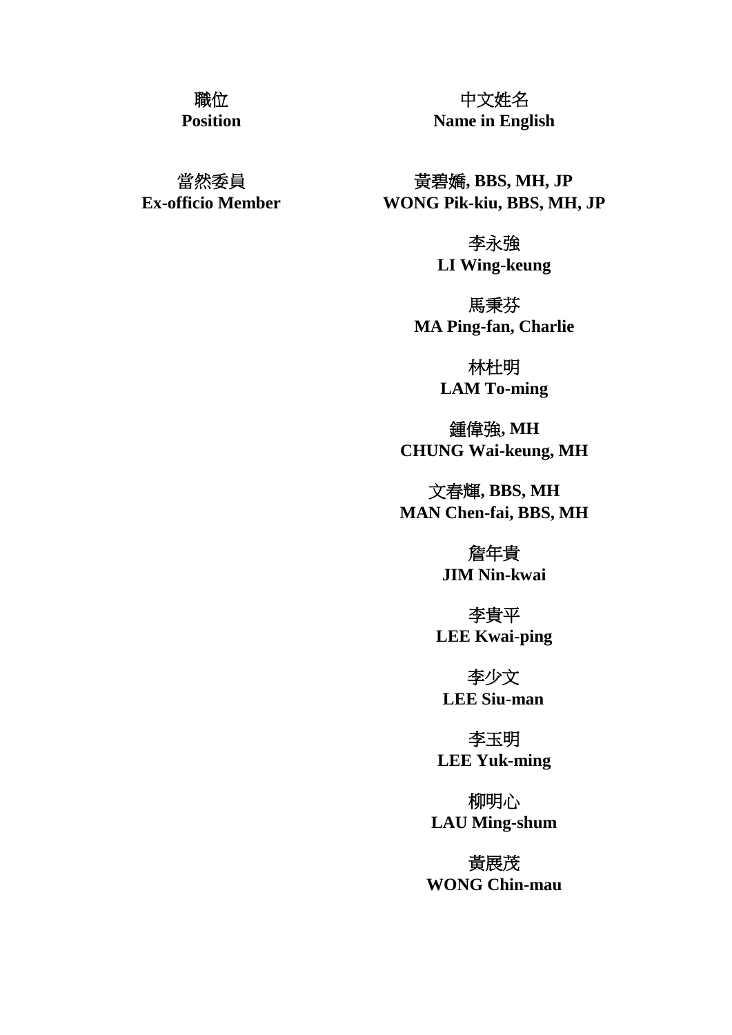| 職位<br>**Position** | 中文姓名<br>**Name in English** |
| --- | --- |
| 當然委員<br>**Ex-officio Member** | 黃碧嬌**, BBS, MH, JP**<br>**WONG Pik-kiu, BBS, MH, JP** |
| | 李永強<br>**LI Wing-keung** |
| | 馬秉芬<br>**MA Ping-fan, Charlie** |
| | 林杜明<br>**LAM To-ming** |
| | 鍾偉強**, MH**<br>**CHUNG Wai-keung, MH** |
| | 文春輝**, BBS, MH**<br>**MAN Chen-fai, BBS, MH** |
| | 詹年貴<br>**JIM Nin-kwai** |
| | 李貴平<br>**LEE Kwai-ping** |
| | 李少文<br>**LEE Siu-man** |
| | 李玉明<br>**LEE Yuk-ming** |
| | 柳明心<br>**LAU Ming-shum** |
| | 黃展茂<br>**WONG Chin-mau** |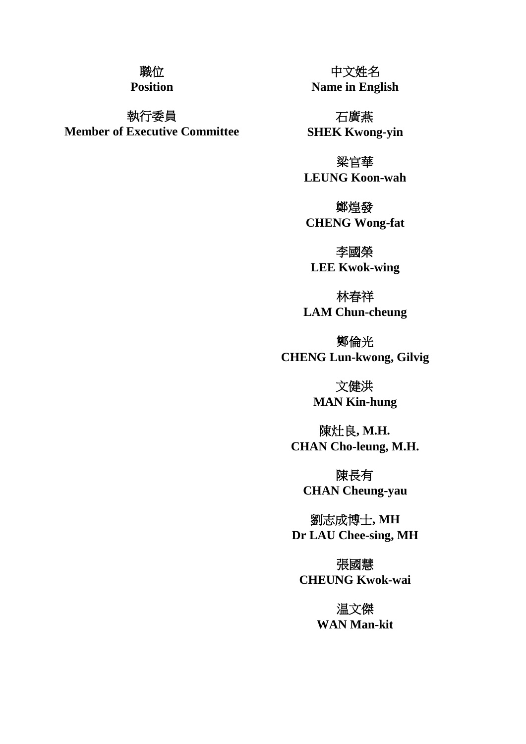| 職位<br>**Position** | 中文姓名<br>**Name in English** |
| --- | --- |
| 執行委員<br>**Member of Executive Committee** | 石廣燕<br>**SHEK Kwong-yin** |
| | 梁官華<br>**LEUNG Koon-wah** |
| | 鄭煌發<br>**CHENG Wong-fat** |
| | 李國榮<br>**LEE Kwok-wing** |
| | 林春祥<br>**LAM Chun-cheung** |
| | 鄭倫光<br>**CHENG Lun-kwong, Gilvig** |
| | 文健洪<br>**MAN Kin-hung** |
| | 陳灶良**, M.H.**<br>**CHAN Cho-leung, M.H.** |
| | 陳長有<br>**CHAN Cheung-yau** |
| | 劉志成博士**, MH**<br>**Dr LAU Chee-sing, MH** |
| | 張國慧<br>**CHEUNG Kwok-wai** |
| | 温文傑<br>**WAN Man-kit** |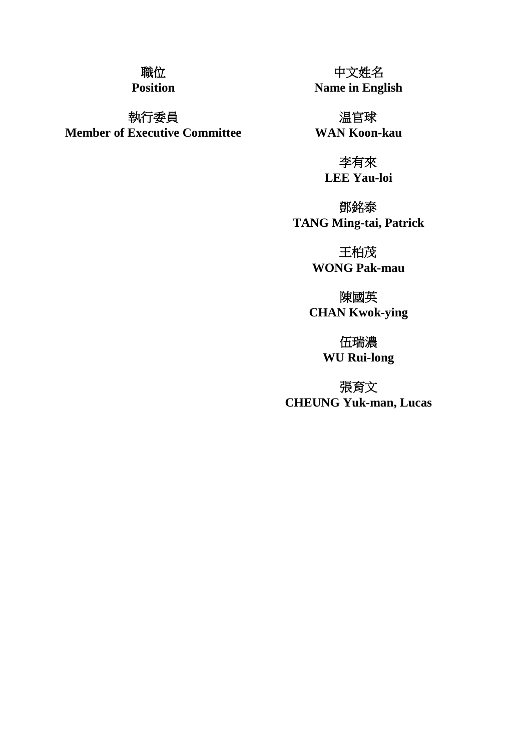| 職位<br>**Position** | 中文姓名<br>**Name in English** |
|---|---|
| 執行委員<br>**Member of Executive Committee** | 温官球<br>**WAN Koon-kau** |
| | 李有來<br>**LEE Yau-loi** |
| | 鄧銘泰<br>**TANG Ming-tai, Patrick** |
| | 王柏茂<br>**WONG Pak-mau** |
| | 陳國英<br>**CHAN Kwok-ying** |
| | 伍瑞濃<br>**WU Rui-long** |
| | 張育文<br>**CHEUNG Yuk-man, Lucas** |